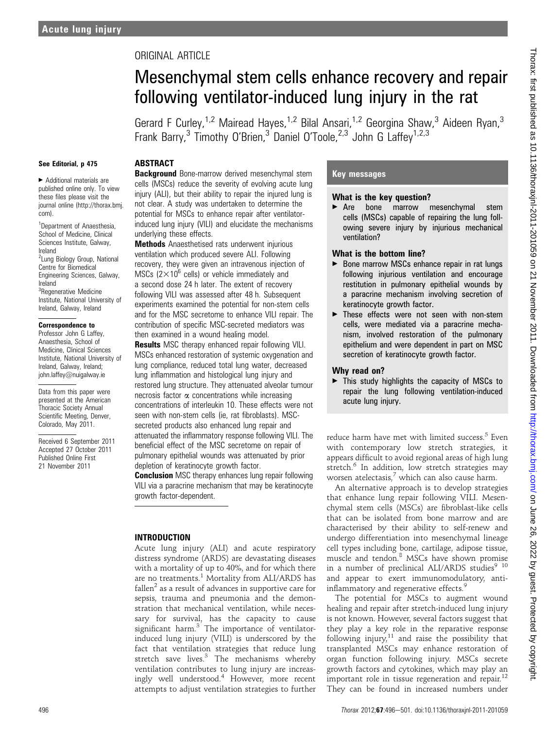ORIGINAL ARTICLE

# Mesenchymal stem cells enhance recovery and repair following ventilator-induced lung injury in the rat

Gerard F Curley,[1,2] Mairead Hayes,[1,2] Bilal Ansari,[1,2] Georgina Shaw,[3] Aideen Ryan,[3] Frank Barry,[3] Timothy O'Brien,[3] Daniel O'Toole,[2,3] John G Laffey[1,2,3]

See Editorial, p 475

► Additional materials are published online only. To view these files please visit the journal online (http://thorax.bmj.com).

[1]Department of Anaesthesia, School of Medicine, Clinical Sciences Institute, Galway, Ireland
[2]Lung Biology Group, National Centre for Biomedical Engineering Sciences, Galway, Ireland
[3]Regenerative Medicine Institute, National University of Ireland, Galway, Ireland

**Correspondence to**
Professor John G Laffey, Anaesthesia, School of Medicine, Clinical Sciences Institute, National University of Ireland, Galway, Ireland; john.laffey@nuigalway.ie

Data from this paper were presented at the American Thoracic Society Annual Scientific Meeting, Denver, Colorado, May 2011.

Received 6 September 2011
Accepted 27 October 2011
Published Online First 21 November 2011

## ABSTRACT

**Background** Bone-marrow derived mesenchymal stem cells (MSCs) reduce the severity of evolving acute lung injury (ALI), but their ability to repair the injured lung is not clear. A study was undertaken to determine the potential for MSCs to enhance repair after ventilator-induced lung injury (VILI) and elucidate the mechanisms underlying these effects.

**Methods** Anaesthetised rats underwent injurious ventilation which produced severe ALI. Following recovery, they were given an intravenous injection of MSCs ($2\times10^6$ cells) or vehicle immediately and a second dose 24 h later. The extent of recovery following VILI was assessed after 48 h. Subsequent experiments examined the potential for non-stem cells and for the MSC secretome to enhance VILI repair. The contribution of specific MSC-secreted mediators was then examined in a wound healing model.

**Results** MSC therapy enhanced repair following VILI. MSCs enhanced restoration of systemic oxygenation and lung compliance, reduced total lung water, decreased lung inflammation and histological lung injury and restored lung structure. They attenuated alveolar tumour necrosis factor α concentrations while increasing concentrations of interleukin 10. These effects were not seen with non-stem cells (ie, rat fibroblasts). MSC-secreted products also enhanced lung repair and attenuated the inflammatory response following VILI. The beneficial effect of the MSC secretome on repair of pulmonary epithelial wounds was attenuated by prior depletion of keratinocyte growth factor.

**Conclusion** MSC therapy enhances lung repair following VILI via a paracrine mechanism that may be keratinocyte growth factor-dependent.

## Key messages

### What is the key question?

► Are bone marrow mesenchymal stem cells (MSCs) capable of repairing the lung following severe injury by injurious mechanical ventilation?

### What is the bottom line?

► Bone marrow MSCs enhance repair in rat lungs following injurious ventilation and encourage restitution in pulmonary epithelial wounds by a paracrine mechanism involving secretion of keratinocyte growth factor.
► These effects were not seen with non-stem cells, were mediated via a paracrine mechanism, involved restoration of the pulmonary epithelium and were dependent in part on MSC secretion of keratinocyte growth factor.

### Why read on?

► This study highlights the capacity of MSCs to repair the lung following ventilation-induced acute lung injury.

## INTRODUCTION

Acute lung injury (ALI) and acute respiratory distress syndrome (ARDS) are devastating diseases with a mortality of up to 40%, and for which there are no treatments.[1] Mortality from ALI/ARDS has fallen[2] as a result of advances in supportive care for sepsis, trauma and pneumonia and the demonstration that mechanical ventilation, while necessary for survival, has the capacity to cause significant harm.[3] The importance of ventilator-induced lung injury (VILI) is underscored by the fact that ventilation strategies that reduce lung stretch save lives.[3] The mechanisms whereby ventilation contributes to lung injury are increasingly well understood.[4] However, more recent attempts to adjust ventilation strategies to further reduce harm have met with limited success.[5] Even with contemporary low stretch strategies, it appears difficult to avoid regional areas of high lung stretch.[6] In addition, low stretch strategies may worsen atelectasis,[7] which can also cause harm.

An alternative approach is to develop strategies that enhance lung repair following VILI. Mesenchymal stem cells (MSCs) are fibroblast-like cells that can be isolated from bone marrow and are characterised by their ability to self-renew and undergo differentiation into mesenchymal lineage cell types including bone, cartilage, adipose tissue, muscle and tendon.[8] MSCs have shown promise in a number of preclinical ALI/ARDS studies[9 10] and appear to exert immunomodulatory, anti-inflammatory and regenerative effects.[9]

The potential for MSCs to augment wound healing and repair after stretch-induced lung injury is not known. However, several factors suggest that they play a key role in the reparative response following injury,[11] and raise the possibility that transplanted MSCs may enhance restoration of organ function following injury. MSCs secrete growth factors and cytokines, which may play an important role in tissue regeneration and repair.[12] They can be found in increased numbers under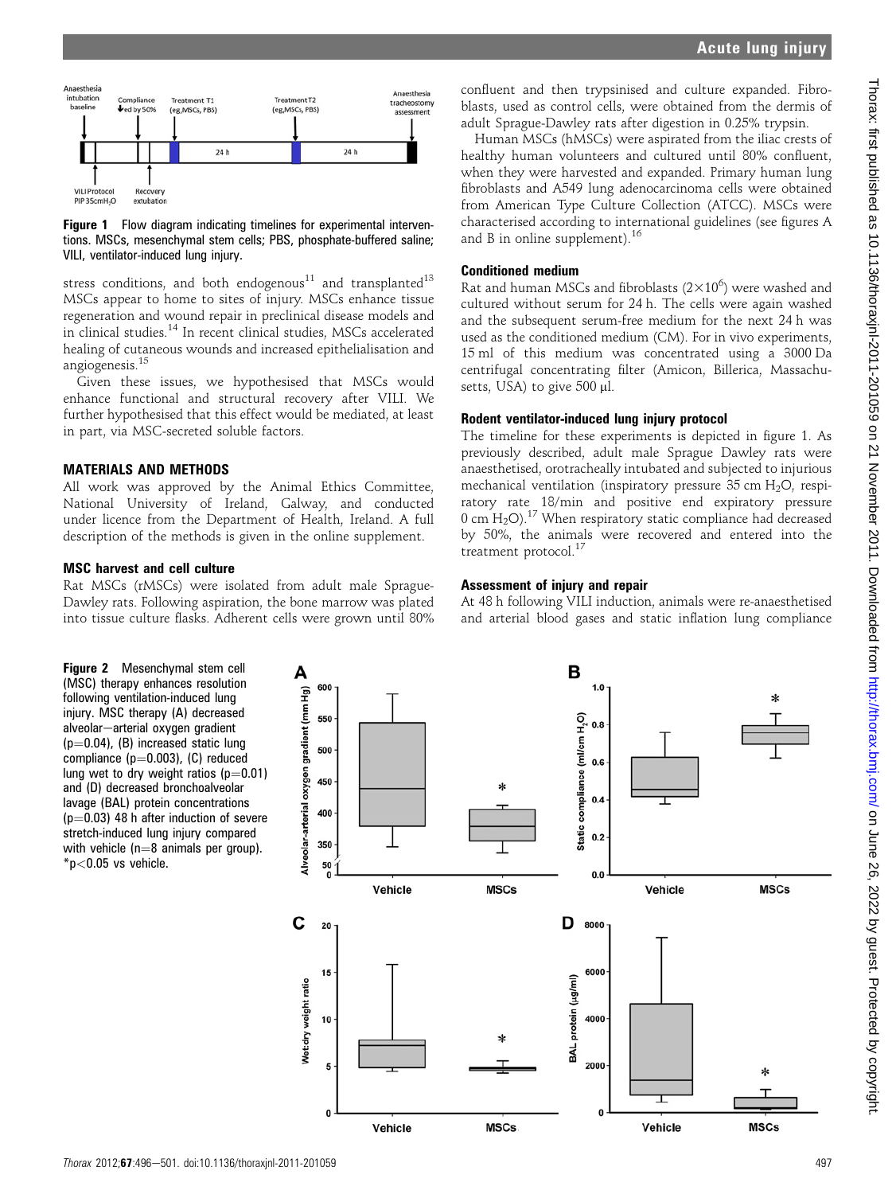Figure 1 Flow diagram indicating timelines for experimental interventions. MSCs, mesenchymal stem cells; PBS, phosphate-buffered saline; VILI, ventilator-induced lung injury.

stress conditions, and both endogenous[11] and transplanted[13] MSCs appear to home to sites of injury. MSCs enhance tissue regeneration and wound repair in preclinical disease models and in clinical studies.[14] In recent clinical studies, MSCs accelerated healing of cutaneous wounds and increased epithelialisation and angiogenesis.[15]

Given these issues, we hypothesised that MSCs would enhance functional and structural recovery after VILI. We further hypothesised that this effect would be mediated, at least in part, via MSC-secreted soluble factors.

## MATERIALS AND METHODS

All work was approved by the Animal Ethics Committee, National University of Ireland, Galway, and conducted under licence from the Department of Health, Ireland. A full description of the methods is given in the online supplement.

### MSC harvest and cell culture

Rat MSCs (rMSCs) were isolated from adult male Sprague-Dawley rats. Following aspiration, the bone marrow was plated into tissue culture flasks. Adherent cells were grown until 80% confluent and then trypsinised and culture expanded. Fibroblasts, used as control cells, were obtained from the dermis of adult Sprague-Dawley rats after digestion in 0.25% trypsin.

Human MSCs (hMSCs) were aspirated from the iliac crests of healthy human volunteers and cultured until 80% confluent, when they were harvested and expanded. Primary human lung fibroblasts and A549 lung adenocarcinoma cells were obtained from American Type Culture Collection (ATCC). MSCs were characterised according to international guidelines (see figures A and B in online supplement).[16]

### Conditioned medium

Rat and human MSCs and fibroblasts ($2\times10^6$) were washed and cultured without serum for 24 h. The cells were again washed and the subsequent serum-free medium for the next 24 h was used as the conditioned medium (CM). For in vivo experiments, 15 ml of this medium was concentrated using a 3000 Da centrifugal concentrating filter (Amicon, Billerica, Massachusetts, USA) to give 500 µl.

### Rodent ventilator-induced lung injury protocol

The timeline for these experiments is depicted in figure 1. As previously described, adult male Sprague Dawley rats were anaesthetised, orotracheally intubated and subjected to injurious mechanical ventilation (inspiratory pressure 35 cm $H_2O$, respiratory rate 18/min and positive end expiratory pressure 0 cm $H_2O$).[17] When respiratory static compliance had decreased by 50%, the animals were recovered and entered into the treatment protocol.[17]

### Assessment of injury and repair

At 48 h following VILI induction, animals were re-anaesthetised and arterial blood gases and static inflation lung compliance

Figure 2 Mesenchymal stem cell (MSC) therapy enhances resolution following ventilation-induced lung injury. MSC therapy (A) decreased alveolar–arterial oxygen gradient ($p=0.04$), (B) increased static lung compliance ($p=0.003$), (C) reduced lung wet to dry weight ratios ($p=0.01$) and (D) decreased bronchoalveolar lavage (BAL) protein concentrations ($p=0.03$) 48 h after induction of severe stretch-induced lung injury compared with vehicle ($n=8$ animals per group). *$p<0.05$ vs vehicle.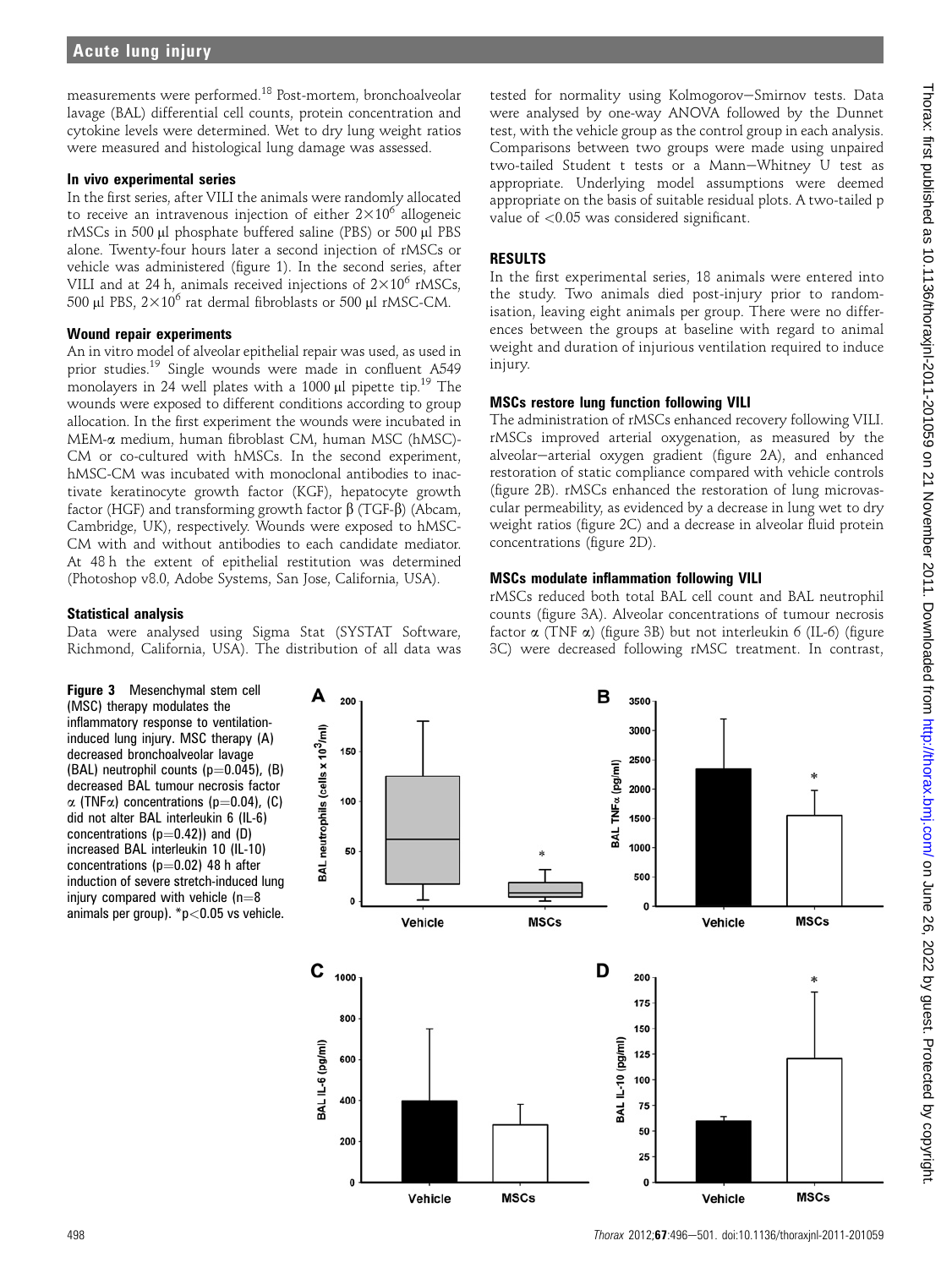measurements were performed.[18] Post-mortem, bronchoalveolar lavage (BAL) differential cell counts, protein concentration and cytokine levels were determined. Wet to dry lung weight ratios were measured and histological lung damage was assessed.

### In vivo experimental series

In the first series, after VILI the animals were randomly allocated to receive an intravenous injection of either $2\times10^6$ allogeneic rMSCs in 500 µl phosphate buffered saline (PBS) or 500 µl PBS alone. Twenty-four hours later a second injection of rMSCs or vehicle was administered (figure 1). In the second series, after VILI and at 24 h, animals received injections of $2\times10^6$ rMSCs, 500 µl PBS, $2\times10^6$ rat dermal fibroblasts or 500 µl rMSC-CM.

### Wound repair experiments

An in vitro model of alveolar epithelial repair was used, as used in prior studies.[19] Single wounds were made in confluent A549 monolayers in 24 well plates with a 1000 µl pipette tip.[19] The wounds were exposed to different conditions according to group allocation. In the first experiment the wounds were incubated in MEM-α medium, human fibroblast CM, human MSC (hMSC)-CM or co-cultured with hMSCs. In the second experiment, hMSC-CM was incubated with monoclonal antibodies to inactivate keratinocyte growth factor (KGF), hepatocyte growth factor (HGF) and transforming growth factor β (TGF-β) (Abcam, Cambridge, UK), respectively. Wounds were exposed to hMSC-CM with and without antibodies to each candidate mediator. At 48 h the extent of epithelial restitution was determined (Photoshop v8.0, Adobe Systems, San Jose, California, USA).

### Statistical analysis

Data were analysed using Sigma Stat (SYSTAT Software, Richmond, California, USA). The distribution of all data was tested for normality using Kolmogorov–Smirnov tests. Data were analysed by one-way ANOVA followed by the Dunnet test, with the vehicle group as the control group in each analysis. Comparisons between two groups were made using unpaired two-tailed Student t tests or a Mann–Whitney U test as appropriate. Underlying model assumptions were deemed appropriate on the basis of suitable residual plots. A two-tailed p value of $<0.05$ was considered significant.

## RESULTS

In the first experimental series, 18 animals were entered into the study. Two animals died post-injury prior to randomisation, leaving eight animals per group. There were no differences between the groups at baseline with regard to animal weight and duration of injurious ventilation required to induce injury.

### MSCs restore lung function following VILI

The administration of rMSCs enhanced recovery following VILI. rMSCs improved arterial oxygenation, as measured by the alveolar–arterial oxygen gradient (figure 2A), and enhanced restoration of static compliance compared with vehicle controls (figure 2B). rMSCs enhanced the restoration of lung microvascular permeability, as evidenced by a decrease in lung wet to dry weight ratios (figure 2C) and a decrease in alveolar fluid protein concentrations (figure 2D).

### MSCs modulate inflammation following VILI

rMSCs reduced both total BAL cell count and BAL neutrophil counts (figure 3A). Alveolar concentrations of tumour necrosis factor α (TNF α) (figure 3B) but not interleukin 6 (IL-6) (figure 3C) were decreased following rMSC treatment. In contrast,

**Figure 3** Mesenchymal stem cell (MSC) therapy modulates the inflammatory response to ventilation-induced lung injury. MSC therapy (A) decreased bronchoalveolar lavage (BAL) neutrophil counts ($p=0.045$), (B) decreased BAL tumour necrosis factor α (TNFα) concentrations ($p=0.04$), (C) did not alter BAL interleukin 6 (IL-6) concentrations ($p=0.42$)) and (D) increased BAL interleukin 10 (IL-10) concentrations ($p=0.02$) 48 h after induction of severe stretch-induced lung injury compared with vehicle (n=8 animals per group). *$p<0.05$ vs vehicle.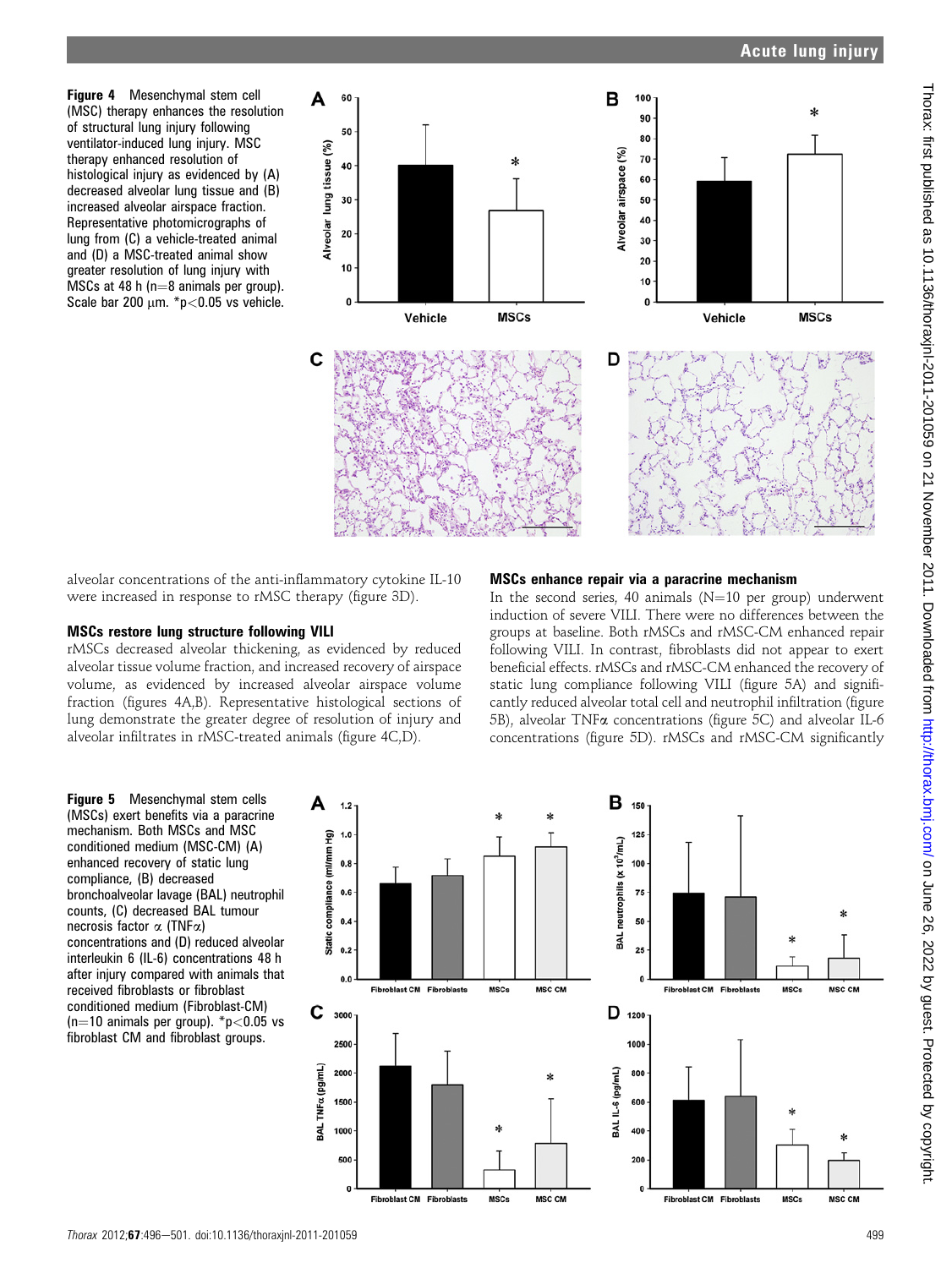**Figure 4** Mesenchymal stem cell (MSC) therapy enhances the resolution of structural lung injury following ventilator-induced lung injury. MSC therapy enhanced resolution of histological injury as evidenced by (A) decreased alveolar lung tissue and (B) increased alveolar airspace fraction. Representative photomicrographs of lung from (C) a vehicle-treated animal and (D) a MSC-treated animal show greater resolution of lung injury with MSCs at 48 h (n=8 animals per group). Scale bar 200 μm. *$p<0.05$ vs vehicle.

alveolar concentrations of the anti-inflammatory cytokine IL-10 were increased in response to rMSC therapy (figure 3D).

### MSCs restore lung structure following VILI

rMSCs decreased alveolar thickening, as evidenced by reduced alveolar tissue volume fraction, and increased recovery of airspace volume, as evidenced by increased alveolar airspace volume fraction (figures 4A,B). Representative histological sections of lung demonstrate the greater degree of resolution of injury and alveolar infiltrates in rMSC-treated animals (figure 4C,D).

### MSCs enhance repair via a paracrine mechanism

In the second series, 40 animals (N=10 per group) underwent induction of severe VILI. There were no differences between the groups at baseline. Both rMSCs and rMSC-CM enhanced repair following VILI. In contrast, fibroblasts did not appear to exert beneficial effects. rMSCs and rMSC-CM enhanced the recovery of static lung compliance following VILI (figure 5A) and significantly reduced alveolar total cell and neutrophil infiltration (figure 5B), alveolar TNFα concentrations (figure 5C) and alveolar IL-6 concentrations (figure 5D). rMSCs and rMSC-CM significantly

**Figure 5** Mesenchymal stem cells (MSCs) exert benefits via a paracrine mechanism. Both MSCs and MSC conditioned medium (MSC-CM) (A) enhanced recovery of static lung compliance, (B) decreased bronchoalveolar lavage (BAL) neutrophil counts, (C) decreased BAL tumour necrosis factor α (TNFα) concentrations and (D) reduced alveolar interleukin 6 (IL-6) concentrations 48 h after injury compared with animals that received fibroblasts or fibroblast conditioned medium (Fibroblast-CM) (n=10 animals per group). *$p<0.05$ vs fibroblast CM and fibroblast groups.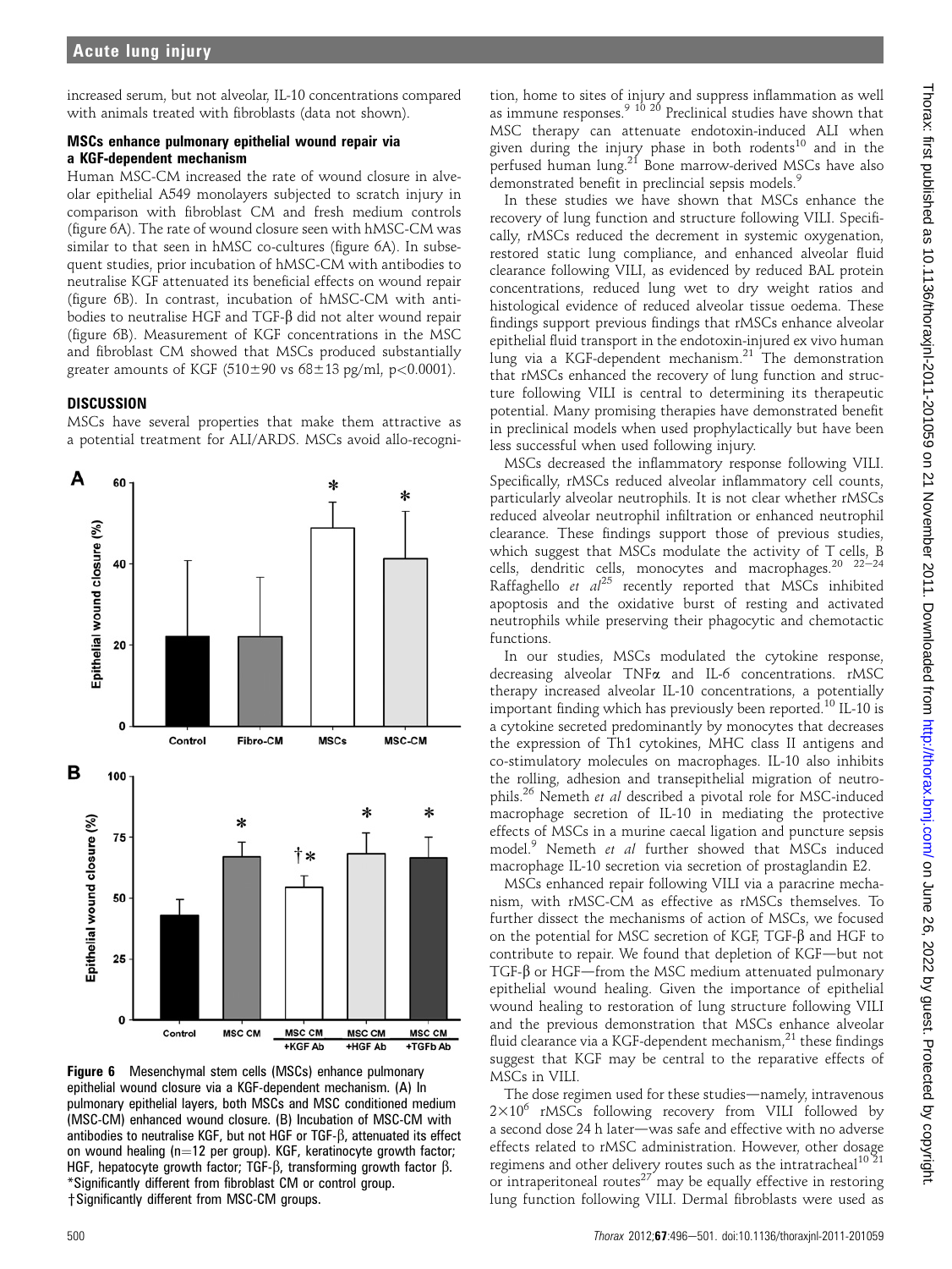increased serum, but not alveolar, IL-10 concentrations compared with animals treated with fibroblasts (data not shown).

### MSCs enhance pulmonary epithelial wound repair via a KGF-dependent mechanism

Human MSC-CM increased the rate of wound closure in alveolar epithelial A549 monolayers subjected to scratch injury in comparison with fibroblast CM and fresh medium controls (figure 6A). The rate of wound closure seen with hMSC-CM was similar to that seen in hMSC co-cultures (figure 6A). In subsequent studies, prior incubation of hMSC-CM with antibodies to neutralise KGF attenuated its beneficial effects on wound repair (figure 6B). In contrast, incubation of hMSC-CM with antibodies to neutralise HGF and TGF-β did not alter wound repair (figure 6B). Measurement of KGF concentrations in the MSC and fibroblast CM showed that MSCs produced substantially greater amounts of KGF (510±90 vs 68±13 pg/ml, $p<0.0001$).

## DISCUSSION

MSCs have several properties that make them attractive as a potential treatment for ALI/ARDS. MSCs avoid allo-recognition, home to sites of injury and suppress inflammation as well as immune responses.[9 10 20] Preclinical studies have shown that MSC therapy can attenuate endotoxin-induced ALI when given during the injury phase in both rodents[10] and in the perfused human lung.[21] Bone marrow-derived MSCs have also demonstrated benefit in preclincial sepsis models.[9]

In these studies we have shown that MSCs enhance the recovery of lung function and structure following VILI. Specifically, rMSCs reduced the decrement in systemic oxygenation, restored static lung compliance, and enhanced alveolar fluid clearance following VILI, as evidenced by reduced BAL protein concentrations, reduced lung wet to dry weight ratios and histological evidence of reduced alveolar tissue oedema. These findings support previous findings that rMSCs enhance alveolar epithelial fluid transport in the endotoxin-injured ex vivo human lung via a KGF-dependent mechanism.[21] The demonstration that rMSCs enhanced the recovery of lung function and structure following VILI is central to determining its therapeutic potential. Many promising therapies have demonstrated benefit in preclinical models when used prophylactically but have been less successful when used following injury.

MSCs decreased the inflammatory response following VILI. Specifically, rMSCs reduced alveolar inflammatory cell counts, particularly alveolar neutrophils. It is not clear whether rMSCs reduced alveolar neutrophil infiltration or enhanced neutrophil clearance. These findings support those of previous studies, which suggest that MSCs modulate the activity of T cells, B cells, dendritic cells, monocytes and macrophages.[20 22–24] Raffaghello *et al*[25] recently reported that MSCs inhibited apoptosis and the oxidative burst of resting and activated neutrophils while preserving their phagocytic and chemotactic functions.

In our studies, MSCs modulated the cytokine response, decreasing alveolar TNFα and IL-6 concentrations. rMSC therapy increased alveolar IL-10 concentrations, a potentially important finding which has previously been reported.[10] IL-10 is a cytokine secreted predominantly by monocytes that decreases the expression of Th1 cytokines, MHC class II antigens and co-stimulatory molecules on macrophages. IL-10 also inhibits the rolling, adhesion and transepithelial migration of neutrophils.[26] Nemeth *et al* described a pivotal role for MSC-induced macrophage secretion of IL-10 in mediating the protective effects of MSCs in a murine caecal ligation and puncture sepsis model.[9] Nemeth *et al* further showed that MSCs induced macrophage IL-10 secretion via secretion of prostaglandin E2.

MSCs enhanced repair following VILI via a paracrine mechanism, with rMSC-CM as effective as rMSCs themselves. To further dissect the mechanisms of action of MSCs, we focused on the potential for MSC secretion of KGF, TGF-β and HGF to contribute to repair. We found that depletion of KGF—but not TGF-β or HGF—from the MSC medium attenuated pulmonary epithelial wound healing. Given the importance of epithelial wound healing to restoration of lung structure following VILI and the previous demonstration that MSCs enhance alveolar fluid clearance via a KGF-dependent mechanism,[21] these findings suggest that KGF may be central to the reparative effects of MSCs in VILI.

The dose regimen used for these studies—namely, intravenous $2\times10^6$ rMSCs following recovery from VILI followed by a second dose 24 h later—was safe and effective with no adverse effects related to rMSC administration. However, other dosage regimens and other delivery routes such as the intratracheal[10 21] or intraperitoneal routes[27] may be equally effective in restoring lung function following VILI. Dermal fibroblasts were used as

**Figure 6** Mesenchymal stem cells (MSCs) enhance pulmonary epithelial wound closure via a KGF-dependent mechanism. (A) In pulmonary epithelial layers, both MSCs and MSC conditioned medium (MSC-CM) enhanced wound closure. (B) Incubation of MSC-CM with antibodies to neutralise KGF, but not HGF or TGF-β, attenuated its effect on wound healing (n=12 per group). KGF, keratinocyte growth factor; HGF, hepatocyte growth factor; TGF-β, transforming growth factor β. *Significantly different from fibroblast CM or control group. †Significantly different from MSC-CM groups.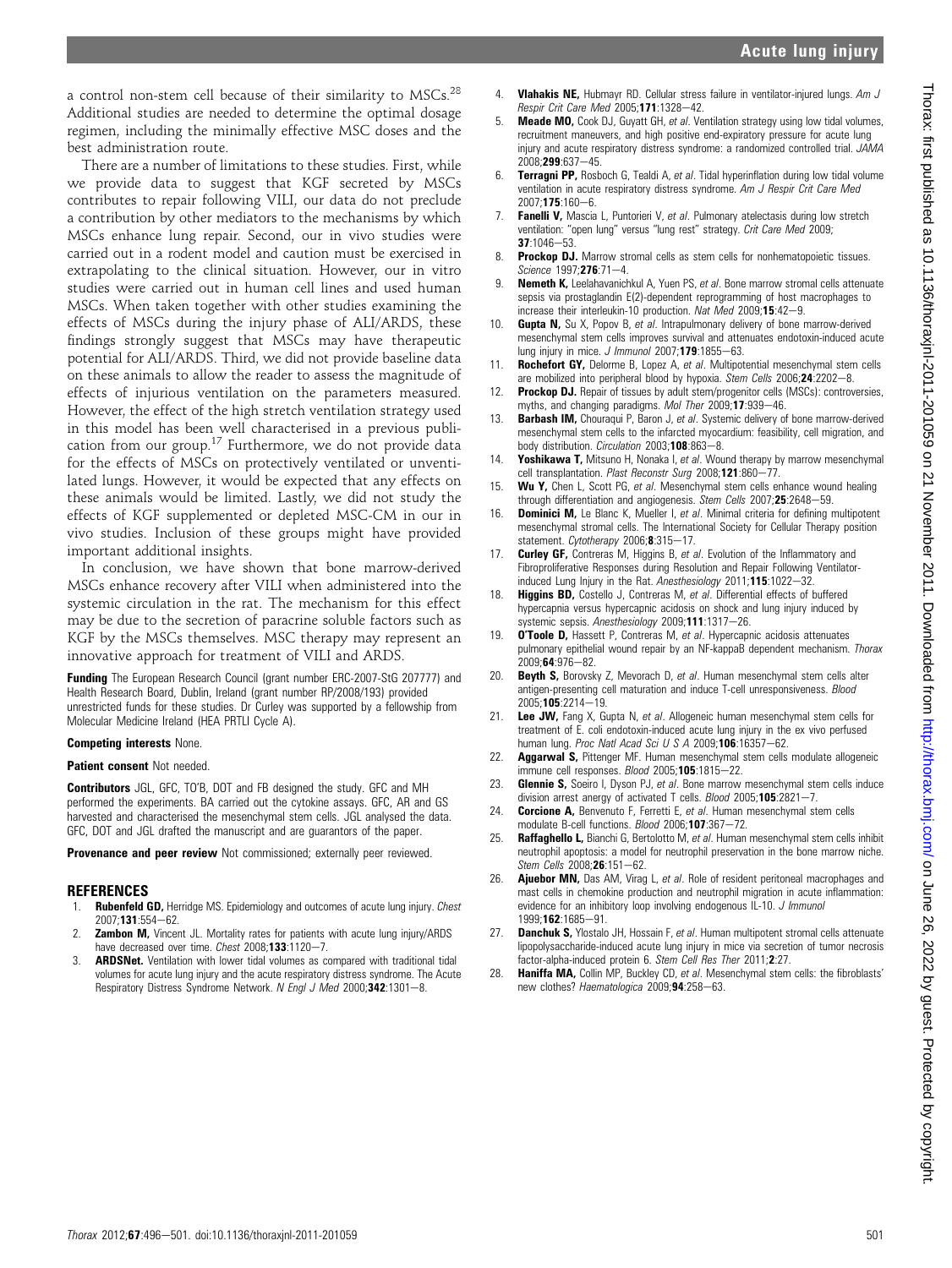a control non-stem cell because of their similarity to MSCs.[28] Additional studies are needed to determine the optimal dosage regimen, including the minimally effective MSC doses and the best administration route.

There are a number of limitations to these studies. First, while we provide data to suggest that KGF secreted by MSCs contributes to repair following VILI, our data do not preclude a contribution by other mediators to the mechanisms by which MSCs enhance lung repair. Second, our in vivo studies were carried out in a rodent model and caution must be exercised in extrapolating to the clinical situation. However, our in vitro studies were carried out in human cell lines and used human MSCs. When taken together with other studies examining the effects of MSCs during the injury phase of ALI/ARDS, these findings strongly suggest that MSCs may have therapeutic potential for ALI/ARDS. Third, we did not provide baseline data on these animals to allow the reader to assess the magnitude of effects of injurious ventilation on the parameters measured. However, the effect of the high stretch ventilation strategy used in this model has been well characterised in a previous publication from our group.[17] Furthermore, we do not provide data for the effects of MSCs on protectively ventilated or unventilated lungs. However, it would be expected that any effects on these animals would be limited. Lastly, we did not study the effects of KGF supplemented or depleted MSC-CM in our in vivo studies. Inclusion of these groups might have provided important additional insights.

In conclusion, we have shown that bone marrow-derived MSCs enhance recovery after VILI when administered into the systemic circulation in the rat. The mechanism for this effect may be due to the secretion of paracrine soluble factors such as KGF by the MSCs themselves. MSC therapy may represent an innovative approach for treatment of VILI and ARDS.

**Funding** The European Research Council (grant number ERC-2007-StG 207777) and Health Research Board, Dublin, Ireland (grant number RP/2008/193) provided unrestricted funds for these studies. Dr Curley was supported by a fellowship from Molecular Medicine Ireland (HEA PRTLI Cycle A).

**Competing interests** None.

**Patient consent** Not needed.

**Contributors** JGL, GFC, TO'B, DOT and FB designed the study. GFC and MH performed the experiments. BA carried out the cytokine assays. GFC, AR and GS harvested and characterised the mesenchymal stem cells. JGL analysed the data. GFC, DOT and JGL drafted the manuscript and are guarantors of the paper.

**Provenance and peer review** Not commissioned; externally peer reviewed.

## REFERENCES

1. **Rubenfeld GD,** Herridge MS. Epidemiology and outcomes of acute lung injury. *Chest* 2007;**131**:554–62.
2. **Zambon M,** Vincent JL. Mortality rates for patients with acute lung injury/ARDS have decreased over time. *Chest* 2008;**133**:1120–7.
3. **ARDSNet.** Ventilation with lower tidal volumes as compared with traditional tidal volumes for acute lung injury and the acute respiratory distress syndrome. The Acute Respiratory Distress Syndrome Network. *N Engl J Med* 2000;**342**:1301–8.
4. **Vlahakis NE,** Hubmayr RD. Cellular stress failure in ventilator-injured lungs. *Am J Respir Crit Care Med* 2005;**171**:1328–42.
5. **Meade MO,** Cook DJ, Guyatt GH, *et al*. Ventilation strategy using low tidal volumes, recruitment maneuvers, and high positive end-expiratory pressure for acute lung injury and acute respiratory distress syndrome: a randomized controlled trial. *JAMA* 2008;**299**:637–45.
6. **Terragni PP,** Rosboch G, Tealdi A, *et al*. Tidal hyperinflation during low tidal volume ventilation in acute respiratory distress syndrome. *Am J Respir Crit Care Med* 2007;**175**:160–6.
7. **Fanelli V,** Mascia L, Puntorieri V, *et al*. Pulmonary atelectasis during low stretch ventilation: "open lung" versus "lung rest" strategy. *Crit Care Med* 2009;**37**:1046–53.
8. **Prockop DJ.** Marrow stromal cells as stem cells for nonhematopoietic tissues. *Science* 1997;**276**:71–4.
9. **Nemeth K,** Leelahavanichkul A, Yuen PS, *et al*. Bone marrow stromal cells attenuate sepsis via prostaglandin E(2)-dependent reprogramming of host macrophages to increase their interleukin-10 production. *Nat Med* 2009;**15**:42–9.
10. **Gupta N,** Su X, Popov B, *et al*. Intrapulmonary delivery of bone marrow-derived mesenchymal stem cells improves survival and attenuates endotoxin-induced acute lung injury in mice. *J Immunol* 2007;**179**:1855–63.
11. **Rochefort GY,** Delorme B, Lopez A, *et al*. Multipotential mesenchymal stem cells are mobilized into peripheral blood by hypoxia. *Stem Cells* 2006;**24**:2202–8.
12. **Prockop DJ.** Repair of tissues by adult stem/progenitor cells (MSCs): controversies, myths, and changing paradigms. *Mol Ther* 2009;**17**:939–46.
13. **Barbash IM,** Chouraqui P, Baron J, *et al*. Systemic delivery of bone marrow-derived mesenchymal stem cells to the infarcted myocardium: feasibility, cell migration, and body distribution. *Circulation* 2003;**108**:863–8.
14. **Yoshikawa T,** Mitsuno H, Nonaka I, *et al*. Wound therapy by marrow mesenchymal cell transplantation. *Plast Reconstr Surg* 2008;**121**:860–77.
15. **Wu Y,** Chen L, Scott PG, *et al*. Mesenchymal stem cells enhance wound healing through differentiation and angiogenesis. *Stem Cells* 2007;**25**:2648–59.
16. **Dominici M,** Le Blanc K, Mueller I, *et al*. Minimal criteria for defining multipotent mesenchymal stromal cells. The International Society for Cellular Therapy position statement. *Cytotherapy* 2006;**8**:315–17.
17. **Curley GF,** Contreras M, Higgins B, *et al*. Evolution of the Inflammatory and Fibroproliferative Responses during Resolution and Repair Following Ventilator-induced Lung Injury in the Rat. *Anesthesiology* 2011;**115**:1022–32.
18. **Higgins BD,** Costello J, Contreras M, *et al*. Differential effects of buffered hypercapnia versus hypercapnic acidosis on shock and lung injury induced by systemic sepsis. *Anesthesiology* 2009;**111**:1317–26.
19. **O'Toole D,** Hassett P, Contreras M, *et al*. Hypercapnic acidosis attenuates pulmonary epithelial wound repair by an NF-kappaB dependent mechanism. *Thorax* 2009;**64**:976–82.
20. **Beyth S,** Borovsky Z, Mevorach D, *et al*. Human mesenchymal stem cells alter antigen-presenting cell maturation and induce T-cell unresponsiveness. *Blood* 2005;**105**:2214–19.
21. **Lee JW,** Fang X, Gupta N, *et al*. Allogeneic human mesenchymal stem cells for treatment of E. coli endotoxin-induced acute lung injury in the ex vivo perfused human lung. *Proc Natl Acad Sci U S A* 2009;**106**:16357–62.
22. **Aggarwal S,** Pittenger MF. Human mesenchymal stem cells modulate allogeneic immune cell responses. *Blood* 2005;**105**:1815–22.
23. **Glennie S,** Soeiro I, Dyson PJ, *et al*. Bone marrow mesenchymal stem cells induce division arrest anergy of activated T cells. *Blood* 2005;**105**:2821–7.
24. **Corcione A,** Benvenuto F, Ferretti E, *et al*. Human mesenchymal stem cells modulate B-cell functions. *Blood* 2006;**107**:367–72.
25. **Raffaghello L,** Bianchi G, Bertolotto M, *et al*. Human mesenchymal stem cells inhibit neutrophil apoptosis: a model for neutrophil preservation in the bone marrow niche. *Stem Cells* 2008;**26**:151–62.
26. **Ajuebor MN,** Das AM, Virag L, *et al*. Role of resident peritoneal macrophages and mast cells in chemokine production and neutrophil migration in acute inflammation: evidence for an inhibitory loop involving endogenous IL-10. *J Immunol* 1999;**162**:1685–91.
27. **Danchuk S,** Ylostalo JH, Hossain F, *et al*. Human multipotent stromal cells attenuate lipopolysaccharide-induced acute lung injury in mice via secretion of tumor necrosis factor-alpha-induced protein 6. *Stem Cell Res Ther* 2011;**2**:27.
28. **Haniffa MA,** Collin MP, Buckley CD, *et al*. Mesenchymal stem cells: the fibroblasts' new clothes? *Haematologica* 2009;**94**:258–63.